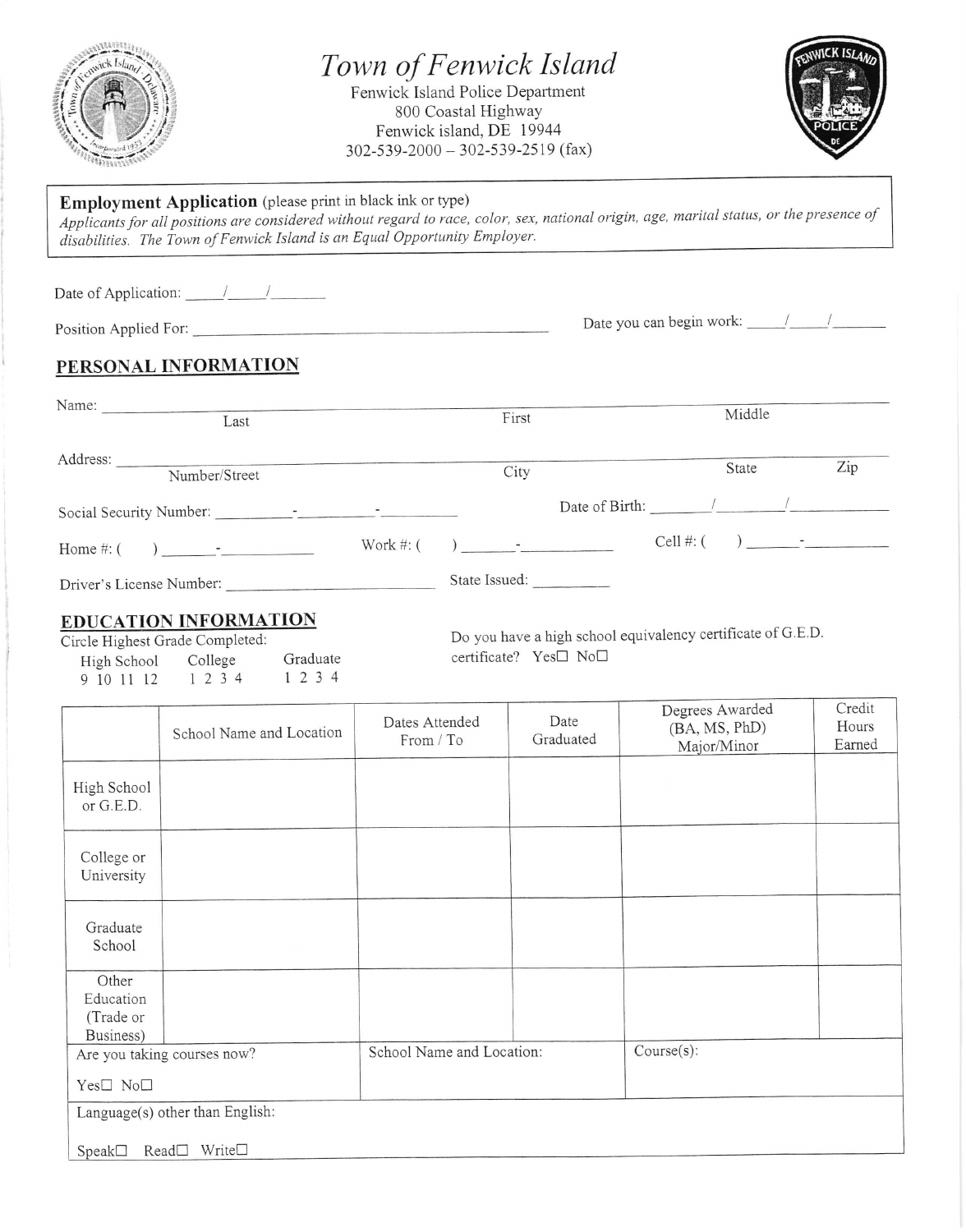# Town of Fenwick Island

Fenwick Island Police Department
800 Coastal Highway
Fenwick island, DE 19944
302-539-2000 – 302-539-2519 (fax)

**Employment Application** (please print in black ink or type)
*Applicants for all positions are considered without regard to race, color, sex, national origin, age, marital status, or the presence of disabilities. The Town of Fenwick Island is an Equal Opportunity Employer.*

Date of Application: _____/_____/_______

Position Applied For: ______________________________________________ Date you can begin work: _____/_____/_______

## PERSONAL INFORMATION

Name: ______________________________________________________________________________
Last First Middle

Address: ____________________________________________________________________________
Number/Street City State Zip

Social Security Number: __________-__________-__________ Date of Birth: ________/________/__________

Home #: (     ) ______-__________ Work #: (     ) ______-__________ Cell #: (     ) ______-__________

Driver's License Number: __________________________ State Issued: __________

## EDUCATION INFORMATION

Circle Highest Grade Completed:

High School 9 10 11 12 College 1 2 3 4 Graduate 1 2 3 4

Do you have a high school equivalency certificate of G.E.D. certificate? Yes☐ No☐

| | School Name and Location | Dates Attended From / To | Date Graduated | Degrees Awarded (BA, MS, PhD) Major/Minor | Credit Hours Earned |
|---|---|---|---|---|---|
| High School or G.E.D. | | | | | |
| College or University | | | | | |
| Graduate School | | | | | |
| Other Education (Trade or Business) | | | | | |
| Are you taking courses now? Yes☐ No☐ | | School Name and Location: | | Course(s): | |
| Language(s) other than English: Speak☐ Read☐ Write☐ | | | | | |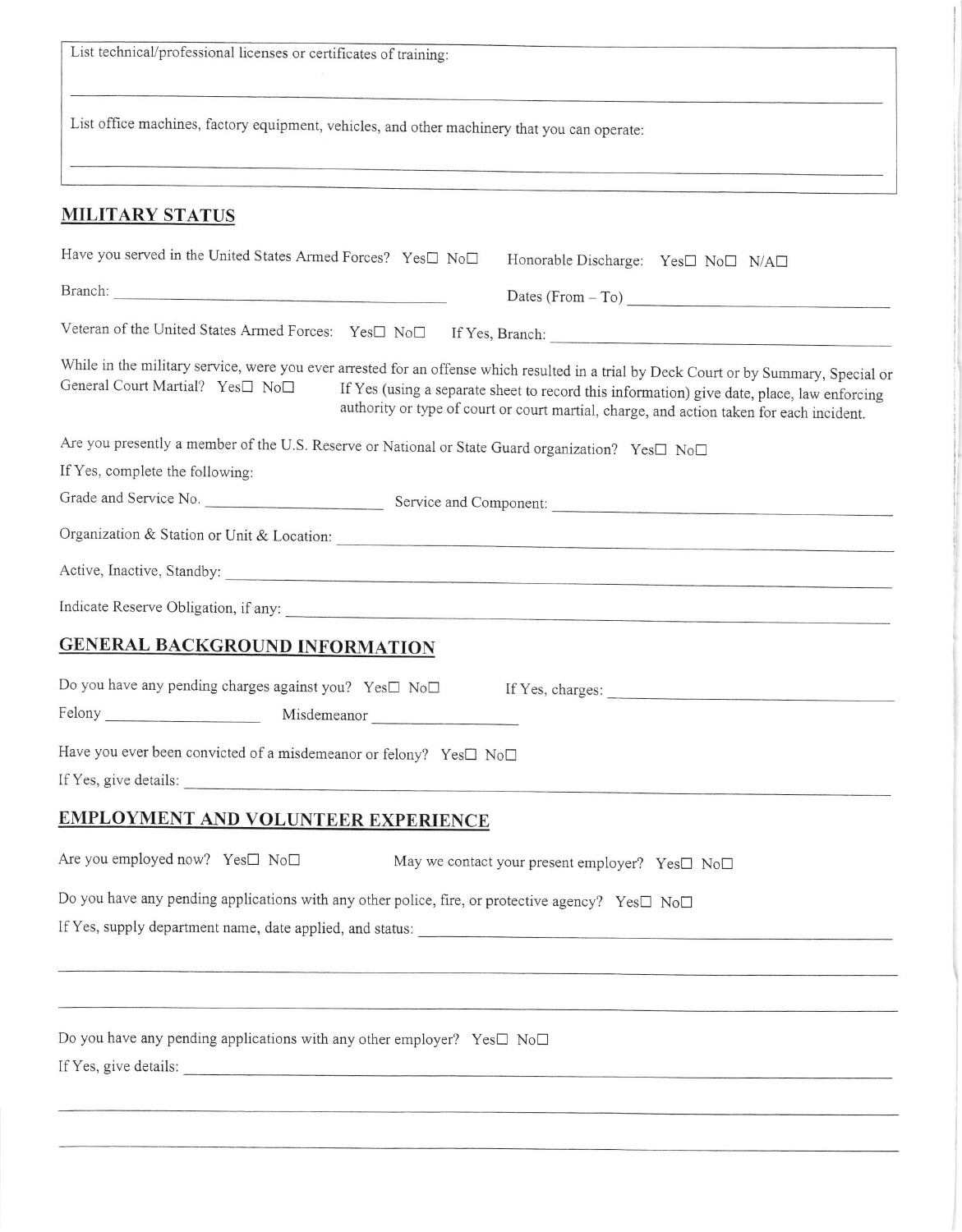List technical/professional licenses or certificates of training:

_______________________________________________

List office machines, factory equipment, vehicles, and other machinery that you can operate:

_______________________________________________

## MILITARY STATUS

Have you served in the United States Armed Forces? Yes☐ No☐  Honorable Discharge: Yes☐ No☐ N/A☐

Branch: ____________________  Dates (From – To) ____________________

Veteran of the United States Armed Forces: Yes☐ No☐  If Yes, Branch: ____________________

While in the military service, were you ever arrested for an offense which resulted in a trial by Deck Court or by Summary, Special or General Court Martial? Yes☐ No☐  If Yes (using a separate sheet to record this information) give date, place, law enforcing authority or type of court or court martial, charge, and action taken for each incident.

Are you presently a member of the U.S. Reserve or National or State Guard organization? Yes☐ No☐

If Yes, complete the following:

Grade and Service No. ____________________ Service and Component: ____________________

Organization & Station or Unit & Location: ____________________

Active, Inactive, Standby: ____________________

Indicate Reserve Obligation, if any: ____________________

## GENERAL BACKGROUND INFORMATION

Do you have any pending charges against you? Yes☐ No☐  If Yes, charges: ____________________

Felony ____________________ Misdemeanor ____________________

Have you ever been convicted of a misdemeanor or felony? Yes☐ No☐

If Yes, give details: ____________________

## EMPLOYMENT AND VOLUNTEER EXPERIENCE

Are you employed now? Yes☐ No☐  May we contact your present employer? Yes☐ No☐

Do you have any pending applications with any other police, fire, or protective agency? Yes☐ No☐

If Yes, supply department name, date applied, and status: ____________________

_______________________________________________

_______________________________________________

Do you have any pending applications with any other employer? Yes☐ No☐

If Yes, give details: ____________________

_______________________________________________

_______________________________________________